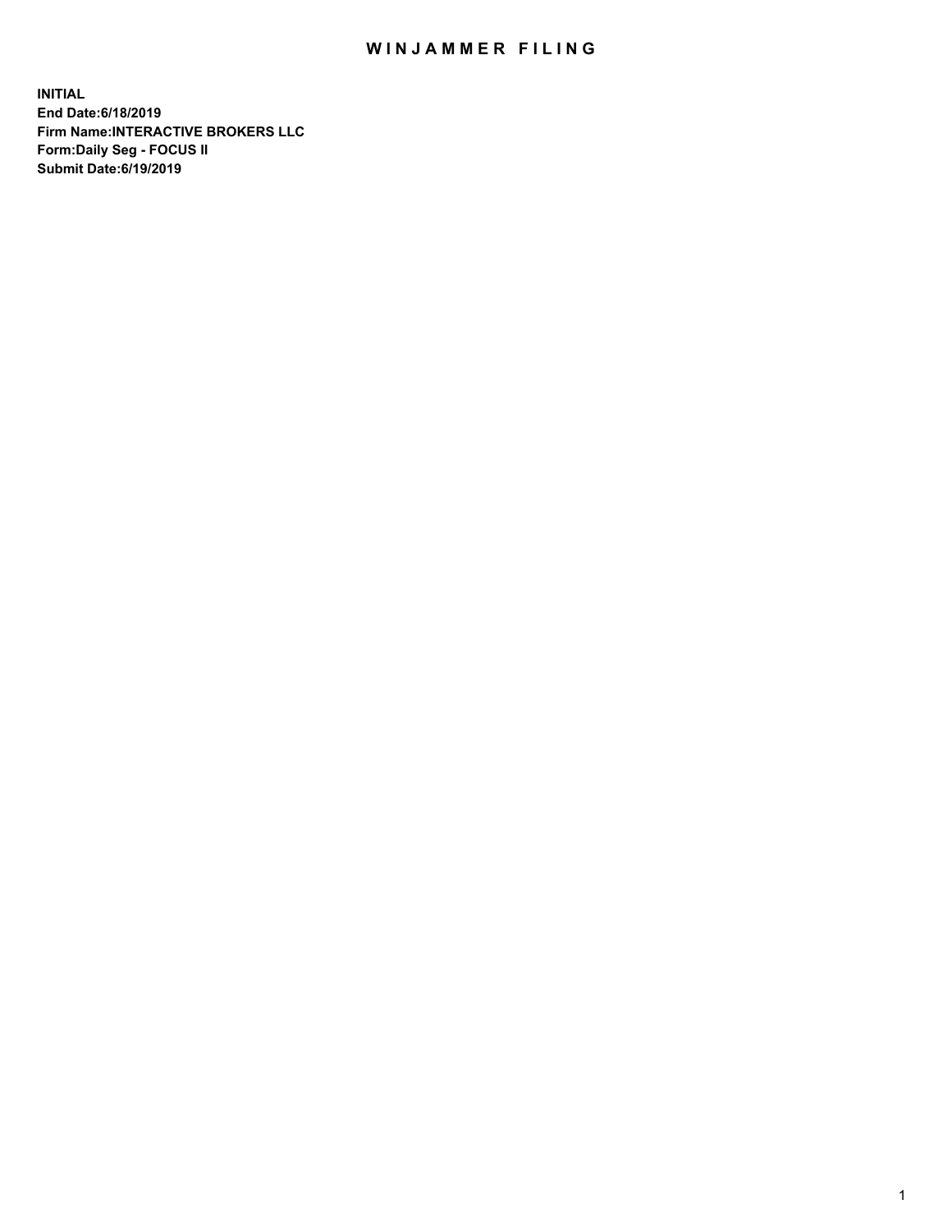# WINJAMMER FILING

**INITIAL**
**End Date:6/18/2019**
**Firm Name:INTERACTIVE BROKERS LLC**
**Form:Daily Seg - FOCUS II**
**Submit Date:6/19/2019**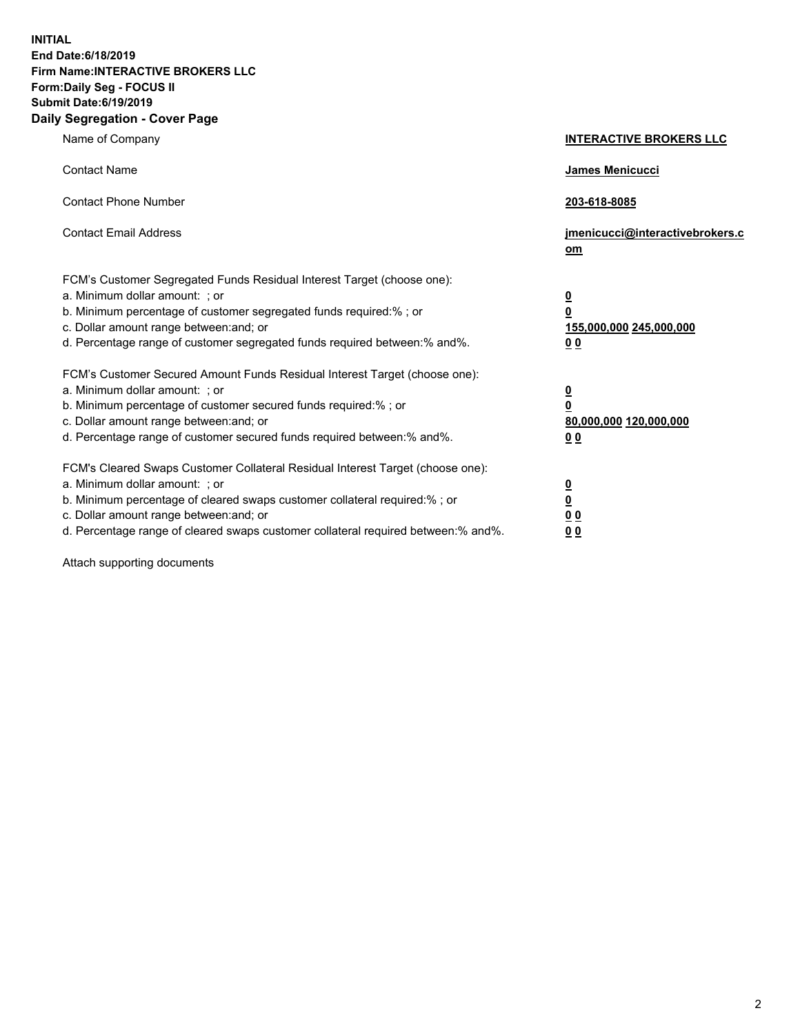**INITIAL**
**End Date:6/18/2019**
**Firm Name:INTERACTIVE BROKERS LLC**
**Form:Daily Seg - FOCUS II**
**Submit Date:6/19/2019**

## Daily Segregation - Cover Page

| | |
|---|---|
| Name of Company | **INTERACTIVE BROKERS LLC** |
| Contact Name | **James Menicucci** |
| Contact Phone Number | **203-618-8085** |
| Contact Email Address | **jmenicucci@interactivebrokers.com** |

FCM's Customer Segregated Funds Residual Interest Target (choose one):

| | |
|---|---|
| a. Minimum dollar amount: ; or | **0** |
| b. Minimum percentage of customer segregated funds required:% ; or | **0** |
| c. Dollar amount range between:and; or | **155,000,000 245,000,000** |
| d. Percentage range of customer segregated funds required between:% and%. | **0 0** |

FCM's Customer Secured Amount Funds Residual Interest Target (choose one):

| | |
|---|---|
| a. Minimum dollar amount: ; or | **0** |
| b. Minimum percentage of customer secured funds required:% ; or | **0** |
| c. Dollar amount range between:and; or | **80,000,000 120,000,000** |
| d. Percentage range of customer secured funds required between:% and%. | **0 0** |

FCM's Cleared Swaps Customer Collateral Residual Interest Target (choose one):

| | |
|---|---|
| a. Minimum dollar amount: ; or | **0** |
| b. Minimum percentage of cleared swaps customer collateral required:% ; or | **0** |
| c. Dollar amount range between:and; or | **0 0** |
| d. Percentage range of cleared swaps customer collateral required between:% and%. | **0 0** |

Attach supporting documents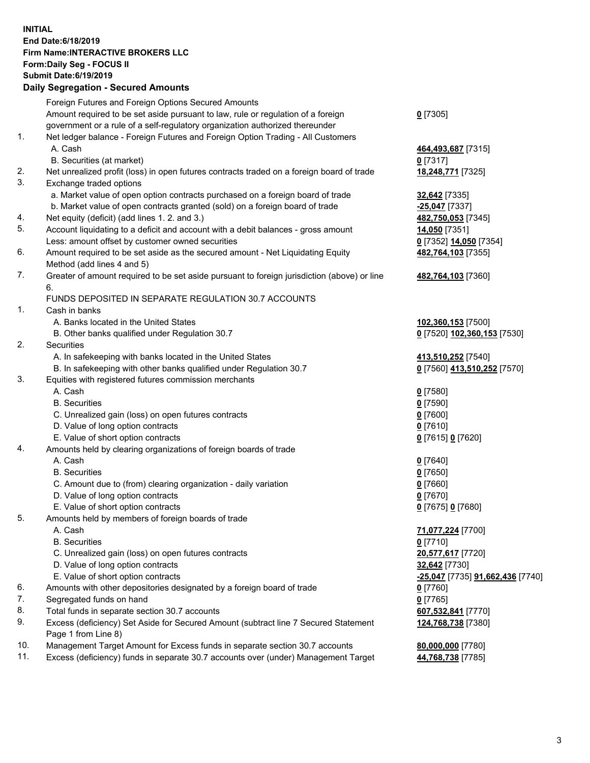**INITIAL**
**End Date:6/18/2019**
**Firm Name:INTERACTIVE BROKERS LLC**
**Form:Daily Seg - FOCUS II**
**Submit Date:6/19/2019**

## Daily Segregation - Secured Amounts

| | | |
|---|---|---|
| | Foreign Futures and Foreign Options Secured Amounts | |
| | Amount required to be set aside pursuant to law, rule or regulation of a foreign government or a rule of a self-regulatory organization authorized thereunder | **0** [7305] |
| 1. | Net ledger balance - Foreign Futures and Foreign Option Trading - All Customers | |
| | A. Cash | **464,493,687** [7315] |
| | B. Securities (at market) | **0** [7317] |
| 2. | Net unrealized profit (loss) in open futures contracts traded on a foreign board of trade | **18,248,771** [7325] |
| 3. | Exchange traded options | |
| | a. Market value of open option contracts purchased on a foreign board of trade | **32,642** [7335] |
| | b. Market value of open contracts granted (sold) on a foreign board of trade | **-25,047** [7337] |
| 4. | Net equity (deficit) (add lines 1. 2. and 3.) | **482,750,053** [7345] |
| 5. | Account liquidating to a deficit and account with a debit balances - gross amount | **14,050** [7351] |
| | Less: amount offset by customer owned securities | **0** [7352] **14,050** [7354] |
| 6. | Amount required to be set aside as the secured amount - Net Liquidating Equity Method (add lines 4 and 5) | **482,764,103** [7355] |
| 7. | Greater of amount required to be set aside pursuant to foreign jurisdiction (above) or line 6. | **482,764,103** [7360] |
| | FUNDS DEPOSITED IN SEPARATE REGULATION 30.7 ACCOUNTS | |
| 1. | Cash in banks | |
| | A. Banks located in the United States | **102,360,153** [7500] |
| | B. Other banks qualified under Regulation 30.7 | **0** [7520] **102,360,153** [7530] |
| 2. | Securities | |
| | A. In safekeeping with banks located in the United States | **413,510,252** [7540] |
| | B. In safekeeping with other banks qualified under Regulation 30.7 | **0** [7560] **413,510,252** [7570] |
| 3. | Equities with registered futures commission merchants | |
| | A. Cash | **0** [7580] |
| | B. Securities | **0** [7590] |
| | C. Unrealized gain (loss) on open futures contracts | **0** [7600] |
| | D. Value of long option contracts | **0** [7610] |
| | E. Value of short option contracts | **0** [7615] **0** [7620] |
| 4. | Amounts held by clearing organizations of foreign boards of trade | |
| | A. Cash | **0** [7640] |
| | B. Securities | **0** [7650] |
| | C. Amount due to (from) clearing organization - daily variation | **0** [7660] |
| | D. Value of long option contracts | **0** [7670] |
| | E. Value of short option contracts | **0** [7675] **0** [7680] |
| 5. | Amounts held by members of foreign boards of trade | |
| | A. Cash | **71,077,224** [7700] |
| | B. Securities | **0** [7710] |
| | C. Unrealized gain (loss) on open futures contracts | **20,577,617** [7720] |
| | D. Value of long option contracts | **32,642** [7730] |
| | E. Value of short option contracts | **-25,047** [7735] **91,662,436** [7740] |
| 6. | Amounts with other depositories designated by a foreign board of trade | **0** [7760] |
| 7. | Segregated funds on hand | **0** [7765] |
| 8. | Total funds in separate section 30.7 accounts | **607,532,841** [7770] |
| 9. | Excess (deficiency) Set Aside for Secured Amount (subtract line 7 Secured Statement Page 1 from Line 8) | **124,768,738** [7380] |
| 10. | Management Target Amount for Excess funds in separate section 30.7 accounts | **80,000,000** [7780] |
| 11. | Excess (deficiency) funds in separate 30.7 accounts over (under) Management Target | **44,768,738** [7785] |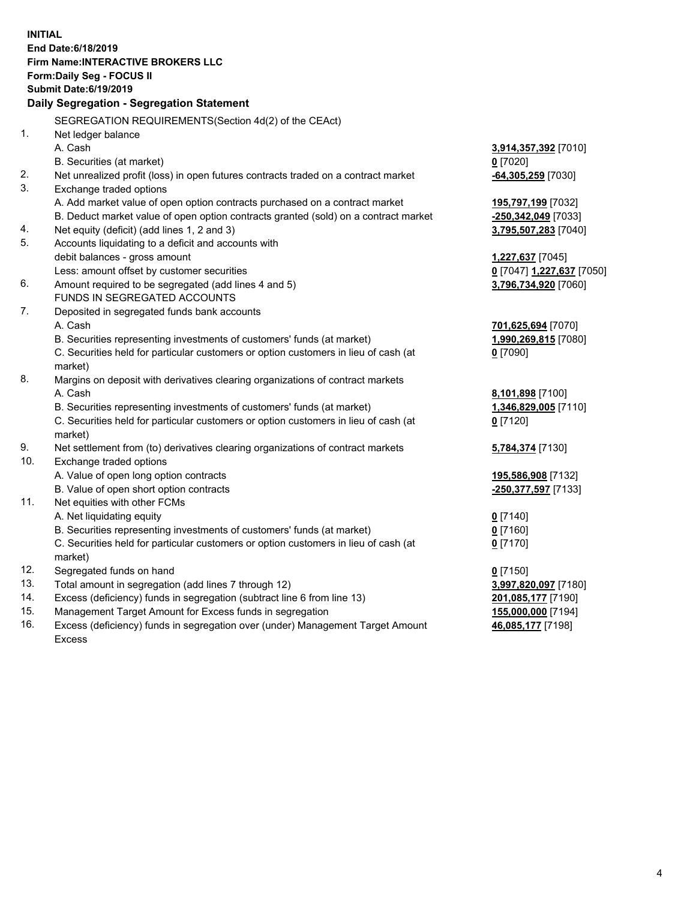**INITIAL**
**End Date:6/18/2019**
**Firm Name:INTERACTIVE BROKERS LLC**
**Form:Daily Seg - FOCUS II**
**Submit Date:6/19/2019**

## Daily Segregation - Segregation Statement

| | | |
|---|---|---|
| | SEGREGATION REQUIREMENTS(Section 4d(2) of the CEAct) | |
| 1. | Net ledger balance | |
| | A. Cash | **3,914,357,392** [7010] |
| | B. Securities (at market) | **0** [7020] |
| 2. | Net unrealized profit (loss) in open futures contracts traded on a contract market | **-64,305,259** [7030] |
| 3. | Exchange traded options | |
| | A. Add market value of open option contracts purchased on a contract market | **195,797,199** [7032] |
| | B. Deduct market value of open option contracts granted (sold) on a contract market | **-250,342,049** [7033] |
| 4. | Net equity (deficit) (add lines 1, 2 and 3) | **3,795,507,283** [7040] |
| 5. | Accounts liquidating to a deficit and accounts with | |
| | debit balances - gross amount | **1,227,637** [7045] |
| | Less: amount offset by customer securities | **0** [7047] **1,227,637** [7050] |
| 6. | Amount required to be segregated (add lines 4 and 5) | **3,796,734,920** [7060] |
| | FUNDS IN SEGREGATED ACCOUNTS | |
| 7. | Deposited in segregated funds bank accounts | |
| | A. Cash | **701,625,694** [7070] |
| | B. Securities representing investments of customers' funds (at market) | **1,990,269,815** [7080] |
| | C. Securities held for particular customers or option customers in lieu of cash (at market) | **0** [7090] |
| 8. | Margins on deposit with derivatives clearing organizations of contract markets | |
| | A. Cash | **8,101,898** [7100] |
| | B. Securities representing investments of customers' funds (at market) | **1,346,829,005** [7110] |
| | C. Securities held for particular customers or option customers in lieu of cash (at market) | **0** [7120] |
| 9. | Net settlement from (to) derivatives clearing organizations of contract markets | **5,784,374** [7130] |
| 10. | Exchange traded options | |
| | A. Value of open long option contracts | **195,586,908** [7132] |
| | B. Value of open short option contracts | **-250,377,597** [7133] |
| 11. | Net equities with other FCMs | |
| | A. Net liquidating equity | **0** [7140] |
| | B. Securities representing investments of customers' funds (at market) | **0** [7160] |
| | C. Securities held for particular customers or option customers in lieu of cash (at market) | **0** [7170] |
| 12. | Segregated funds on hand | **0** [7150] |
| 13. | Total amount in segregation (add lines 7 through 12) | **3,997,820,097** [7180] |
| 14. | Excess (deficiency) funds in segregation (subtract line 6 from line 13) | **201,085,177** [7190] |
| 15. | Management Target Amount for Excess funds in segregation | **155,000,000** [7194] |
| 16. | Excess (deficiency) funds in segregation over (under) Management Target Amount Excess | **46,085,177** [7198] |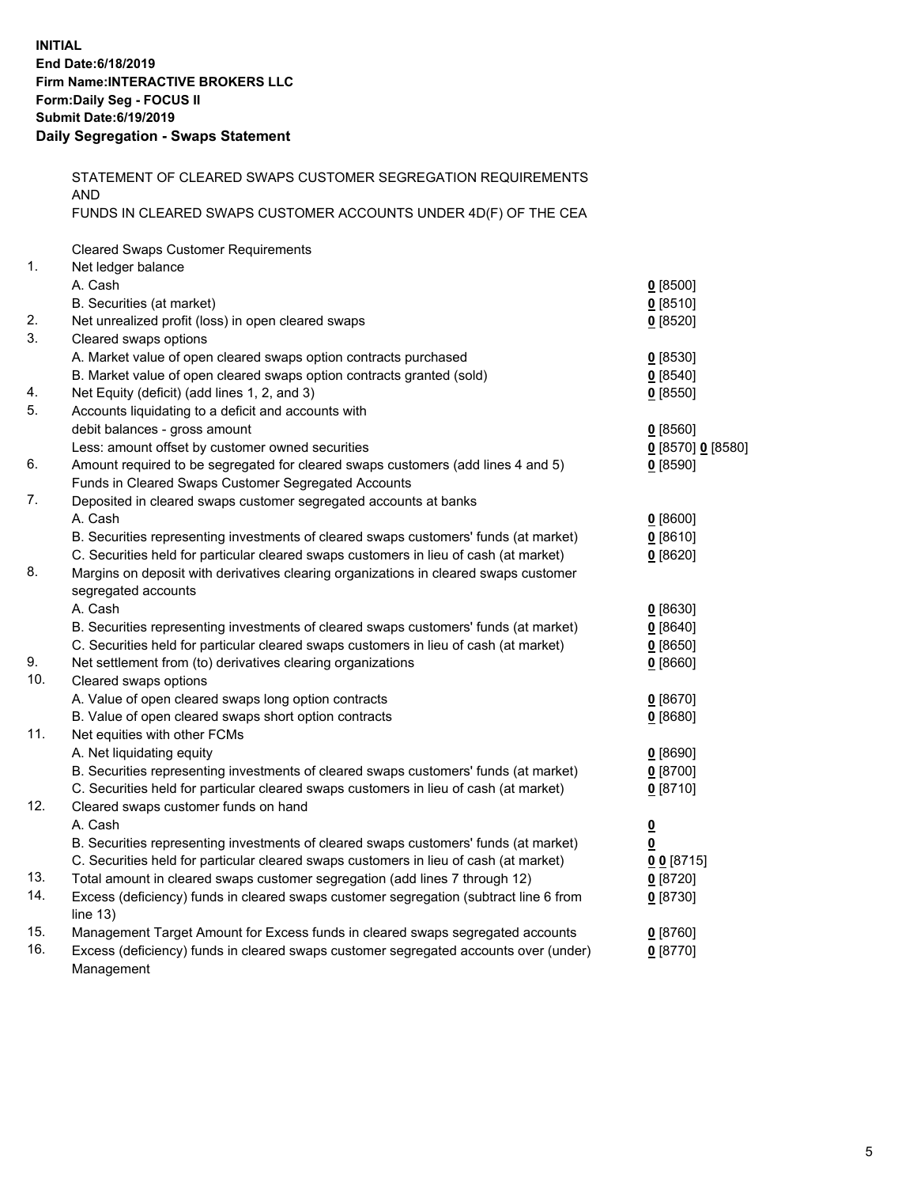**INITIAL**
**End Date:6/18/2019**
**Firm Name:INTERACTIVE BROKERS LLC**
**Form:Daily Seg - FOCUS II**
**Submit Date:6/19/2019**
**Daily Segregation - Swaps Statement**

STATEMENT OF CLEARED SWAPS CUSTOMER SEGREGATION REQUIREMENTS AND FUNDS IN CLEARED SWAPS CUSTOMER ACCOUNTS UNDER 4D(F) OF THE CEA

| | | |
|---|---|---|
| | Cleared Swaps Customer Requirements | |
| 1. | Net ledger balance | |
| | A. Cash | 0 [8500] |
| | B. Securities (at market) | 0 [8510] |
| 2. | Net unrealized profit (loss) in open cleared swaps | 0 [8520] |
| 3. | Cleared swaps options | |
| | A. Market value of open cleared swaps option contracts purchased | 0 [8530] |
| | B. Market value of open cleared swaps option contracts granted (sold) | 0 [8540] |
| 4. | Net Equity (deficit) (add lines 1, 2, and 3) | 0 [8550] |
| 5. | Accounts liquidating to a deficit and accounts with debit balances - gross amount | 0 [8560] |
| | Less: amount offset by customer owned securities | 0 [8570] 0 [8580] |
| 6. | Amount required to be segregated for cleared swaps customers (add lines 4 and 5) | 0 [8590] |
| | Funds in Cleared Swaps Customer Segregated Accounts | |
| 7. | Deposited in cleared swaps customer segregated accounts at banks | |
| | A. Cash | 0 [8600] |
| | B. Securities representing investments of cleared swaps customers' funds (at market) | 0 [8610] |
| | C. Securities held for particular cleared swaps customers in lieu of cash (at market) | 0 [8620] |
| 8. | Margins on deposit with derivatives clearing organizations in cleared swaps customer segregated accounts | |
| | A. Cash | 0 [8630] |
| | B. Securities representing investments of cleared swaps customers' funds (at market) | 0 [8640] |
| | C. Securities held for particular cleared swaps customers in lieu of cash (at market) | 0 [8650] |
| 9. | Net settlement from (to) derivatives clearing organizations | 0 [8660] |
| 10. | Cleared swaps options | |
| | A. Value of open cleared swaps long option contracts | 0 [8670] |
| | B. Value of open cleared swaps short option contracts | 0 [8680] |
| 11. | Net equities with other FCMs | |
| | A. Net liquidating equity | 0 [8690] |
| | B. Securities representing investments of cleared swaps customers' funds (at market) | 0 [8700] |
| | C. Securities held for particular cleared swaps customers in lieu of cash (at market) | 0 [8710] |
| 12. | Cleared swaps customer funds on hand | |
| | A. Cash | 0 |
| | B. Securities representing investments of cleared swaps customers' funds (at market) | 0 |
| | C. Securities held for particular cleared swaps customers in lieu of cash (at market) | 0 0 [8715] |
| 13. | Total amount in cleared swaps customer segregation (add lines 7 through 12) | 0 [8720] |
| 14. | Excess (deficiency) funds in cleared swaps customer segregation (subtract line 6 from line 13) | 0 [8730] |
| 15. | Management Target Amount for Excess funds in cleared swaps segregated accounts | 0 [8760] |
| 16. | Excess (deficiency) funds in cleared swaps customer segregated accounts over (under) Management | 0 [8770] |